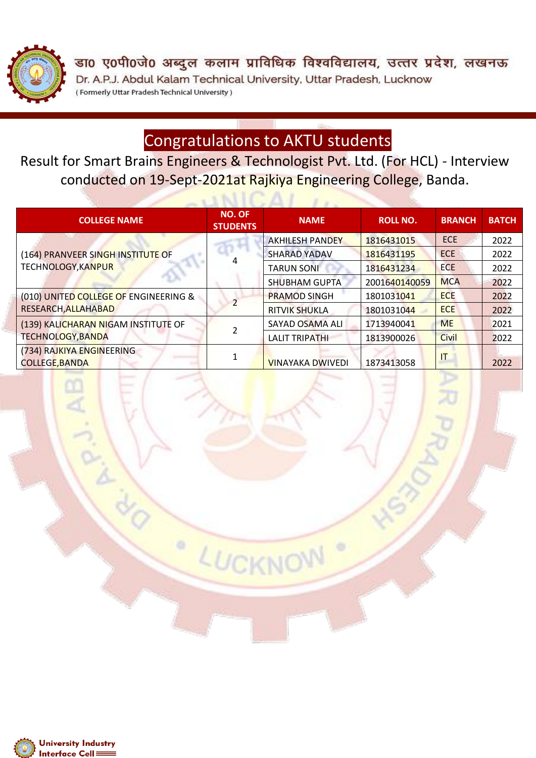डा० ए०पी०जे० अब्दुल कलाम प्राविधिक विश्वविद्यालय, उत्तर प्रदेश, लखनऊ

Dr. A.P.J. Abdul Kalam Technical University, Uttar Pradesh, Lucknow

( Formerly Uttar Pradesh Technical University )

# Congratulations to AKTU students

Result for Smart Brains Engineers & Technologist Pvt. Ltd. (For HCL) - Interview conducted on 19-Sept-2021at Rajkiya Engineering College, Banda.

| COLLEGE NAME | NO. OF STUDENTS | NAME | ROLL NO. | BRANCH | BATCH |
|---|---|---|---|---|---|
| (164) PRANVEER SINGH INSTITUTE OF TECHNOLOGY,KANPUR | 4 | AKHILESH PANDEY | 1816431015 | ECE | 2022 |
| | | SHARAD YADAV | 1816431195 | ECE | 2022 |
| | | TARUN SONI | 1816431234 | ECE | 2022 |
| | | SHUBHAM GUPTA | 2001640140059 | MCA | 2022 |
| (010) UNITED COLLEGE OF ENGINEERING & RESEARCH,ALLAHABAD | 2 | PRAMOD SINGH | 1801031041 | ECE | 2022 |
| | | RITVIK SHUKLA | 1801031044 | ECE | 2022 |
| (139) KALICHARAN NIGAM INSTITUTE OF TECHNOLOGY,BANDA | 2 | SAYAD OSAMA ALI | 1713940041 | ME | 2021 |
| | | LALIT TRIPATHI | 1813900026 | Civil | 2022 |
| (734) RAJKIYA ENGINEERING COLLEGE,BANDA | 1 | VINAYAKA DWIVEDI | 1873413058 | IT | 2022 |

University Industry Interface Cell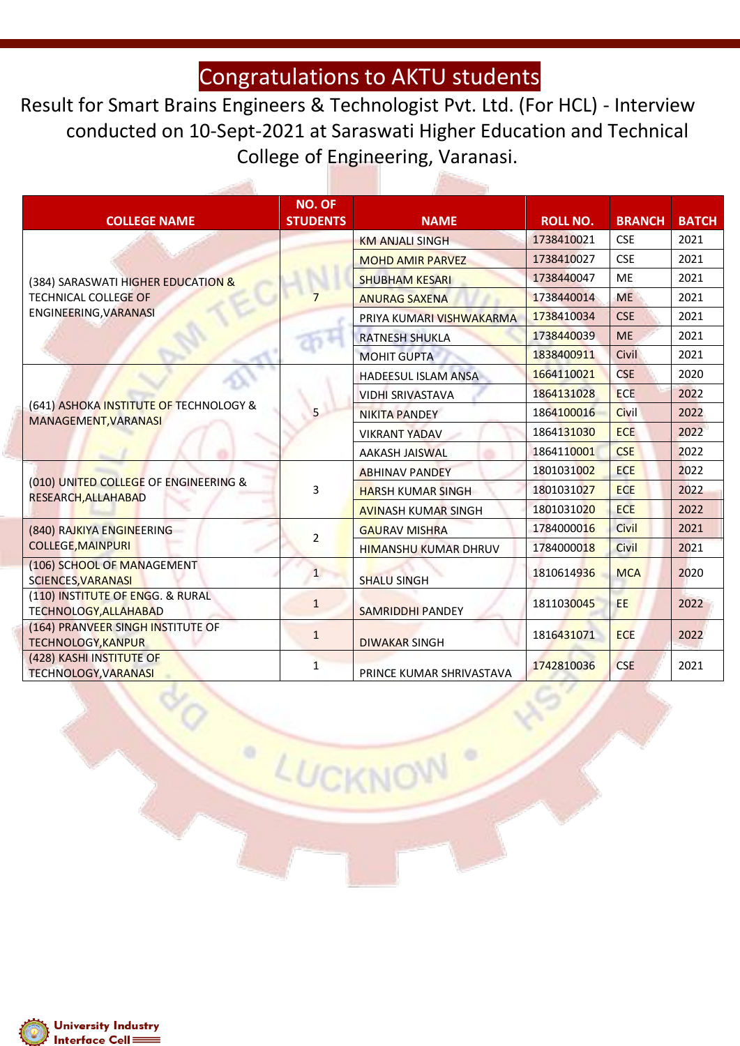# Congratulations to AKTU students

Result for Smart Brains Engineers & Technologist Pvt. Ltd. (For HCL) - Interview conducted on 10-Sept-2021 at Saraswati Higher Education and Technical College of Engineering, Varanasi.

| COLLEGE NAME | NO. OF STUDENTS | NAME | ROLL NO. | BRANCH | BATCH |
|---|---|---|---|---|---|
| (384) SARASWATI HIGHER EDUCATION & TECHNICAL COLLEGE OF ENGINEERING,VARANASI | 7 | KM ANJALI SINGH | 1738410021 | CSE | 2021 |
| | | MOHD AMIR PARVEZ | 1738410027 | CSE | 2021 |
| | | SHUBHAM KESARI | 1738440047 | ME | 2021 |
| | | ANURAG SAXENA | 1738440014 | ME | 2021 |
| | | PRIYA KUMARI VISHWAKARMA | 1738410034 | CSE | 2021 |
| | | RATNESH SHUKLA | 1738440039 | ME | 2021 |
| | | MOHIT GUPTA | 1838400911 | Civil | 2021 |
| (641) ASHOKA INSTITUTE OF TECHNOLOGY & MANAGEMENT,VARANASI | 5 | HADEESUL ISLAM ANSA | 1664110021 | CSE | 2020 |
| | | VIDHI SRIVASTAVA | 1864131028 | ECE | 2022 |
| | | NIKITA PANDEY | 1864100016 | Civil | 2022 |
| | | VIKRANT YADAV | 1864131030 | ECE | 2022 |
| | | AAKASH JAISWAL | 1864110001 | CSE | 2022 |
| (010) UNITED COLLEGE OF ENGINEERING & RESEARCH,ALLAHABAD | 3 | ABHINAV PANDEY | 1801031002 | ECE | 2022 |
| | | HARSH KUMAR SINGH | 1801031027 | ECE | 2022 |
| | | AVINASH KUMAR SINGH | 1801031020 | ECE | 2022 |
| (840) RAJKIYA ENGINEERING COLLEGE,MAINPURI | 2 | GAURAV MISHRA | 1784000016 | Civil | 2021 |
| | | HIMANSHU KUMAR DHRUV | 1784000018 | Civil | 2021 |
| (106) SCHOOL OF MANAGEMENT SCIENCES,VARANASI | 1 | SHALU SINGH | 1810614936 | MCA | 2020 |
| (110) INSTITUTE OF ENGG. & RURAL TECHNOLOGY,ALLAHABAD | 1 | SAMRIDDHI PANDEY | 1811030045 | EE | 2022 |
| (164) PRANVEER SINGH INSTITUTE OF TECHNOLOGY,KANPUR | 1 | DIWAKAR SINGH | 1816431071 | ECE | 2022 |
| (428) KASHI INSTITUTE OF TECHNOLOGY,VARANASI | 1 | PRINCE KUMAR SHRIVASTAVA | 1742810036 | CSE | 2021 |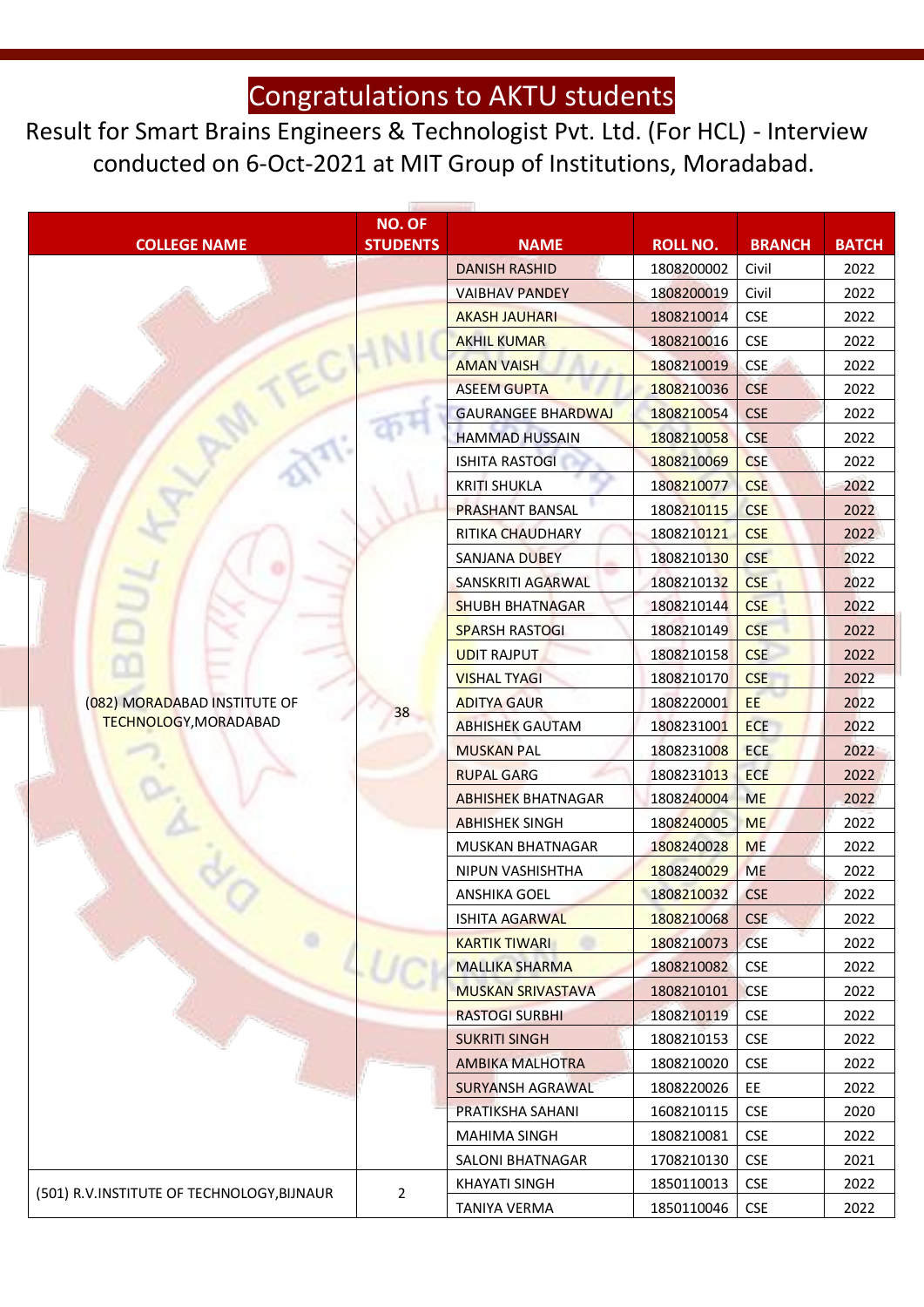# Congratulations to AKTU students

Result for Smart Brains Engineers & Technologist Pvt. Ltd. (For HCL) - Interview conducted on 6-Oct-2021 at MIT Group of Institutions, Moradabad.

| COLLEGE NAME | NO. OF STUDENTS | NAME | ROLL NO. | BRANCH | BATCH |
|---|---|---|---|---|---|
| (082) MORADABAD INSTITUTE OF TECHNOLOGY,MORADABAD | 38 | DANISH RASHID | 1808200002 | Civil | 2022 |
| | | VAIBHAV PANDEY | 1808200019 | Civil | 2022 |
| | | AKASH JAUHARI | 1808210014 | CSE | 2022 |
| | | AKHIL KUMAR | 1808210016 | CSE | 2022 |
| | | AMAN VAISH | 1808210019 | CSE | 2022 |
| | | ASEEM GUPTA | 1808210036 | CSE | 2022 |
| | | GAURANGEE BHARDWAJ | 1808210054 | CSE | 2022 |
| | | HAMMAD HUSSAIN | 1808210058 | CSE | 2022 |
| | | ISHITA RASTOGI | 1808210069 | CSE | 2022 |
| | | KRITI SHUKLA | 1808210077 | CSE | 2022 |
| | | PRASHANT BANSAL | 1808210115 | CSE | 2022 |
| | | RITIKA CHAUDHARY | 1808210121 | CSE | 2022 |
| | | SANJANA DUBEY | 1808210130 | CSE | 2022 |
| | | SANSKRITI AGARWAL | 1808210132 | CSE | 2022 |
| | | SHUBH BHATNAGAR | 1808210144 | CSE | 2022 |
| | | SPARSH RASTOGI | 1808210149 | CSE | 2022 |
| | | UDIT RAJPUT | 1808210158 | CSE | 2022 |
| | | VISHAL TYAGI | 1808210170 | CSE | 2022 |
| | | ADITYA GAUR | 1808220001 | EE | 2022 |
| | | ABHISHEK GAUTAM | 1808231001 | ECE | 2022 |
| | | MUSKAN PAL | 1808231008 | ECE | 2022 |
| | | RUPAL GARG | 1808231013 | ECE | 2022 |
| | | ABHISHEK BHATNAGAR | 1808240004 | ME | 2022 |
| | | ABHISHEK SINGH | 1808240005 | ME | 2022 |
| | | MUSKAN BHATNAGAR | 1808240028 | ME | 2022 |
| | | NIPUN VASHISHTHA | 1808240029 | ME | 2022 |
| | | ANSHIKA GOEL | 1808210032 | CSE | 2022 |
| | | ISHITA AGARWAL | 1808210068 | CSE | 2022 |
| | | KARTIK TIWARI | 1808210073 | CSE | 2022 |
| | | MALLIKA SHARMA | 1808210082 | CSE | 2022 |
| | | MUSKAN SRIVASTAVA | 1808210101 | CSE | 2022 |
| | | RASTOGI SURBHI | 1808210119 | CSE | 2022 |
| | | SUKRITI SINGH | 1808210153 | CSE | 2022 |
| | | AMBIKA MALHOTRA | 1808210020 | CSE | 2022 |
| | | SURYANSH AGRAWAL | 1808220026 | EE | 2022 |
| | | PRATIKSHA SAHANI | 1608210115 | CSE | 2020 |
| | | MAHIMA SINGH | 1808210081 | CSE | 2022 |
| | | SALONI BHATNAGAR | 1708210130 | CSE | 2021 |
| (501) R.V.INSTITUTE OF TECHNOLOGY,BIJNAUR | 2 | KHAYATI SINGH | 1850110013 | CSE | 2022 |
| | | TANIYA VERMA | 1850110046 | CSE | 2022 |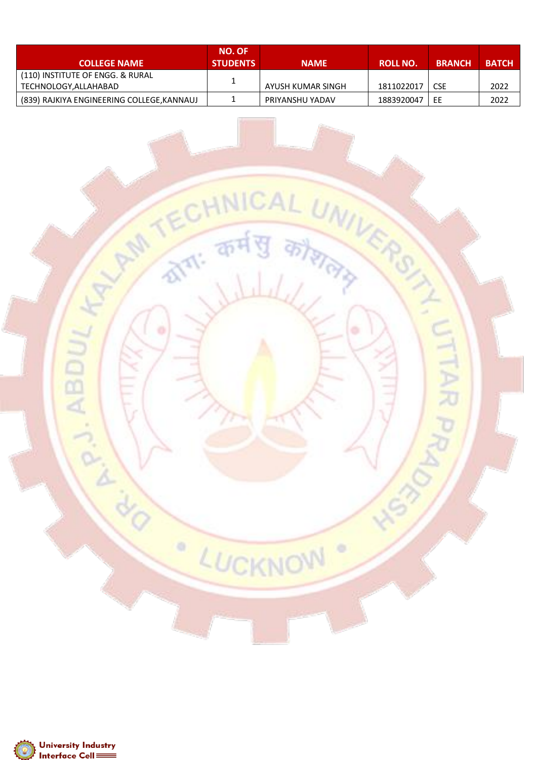| COLLEGE NAME | NO. OF STUDENTS | NAME | ROLL NO. | BRANCH | BATCH |
|---|---|---|---|---|---|
| (110) INSTITUTE OF ENGG. & RURAL TECHNOLOGY,ALLAHABAD | 1 | AYUSH KUMAR SINGH | 1811022017 | CSE | 2022 |
| (839) RAJKIYA ENGINEERING COLLEGE,KANNAUJ | 1 | PRIYANSHU YADAV | 1883920047 | EE | 2022 |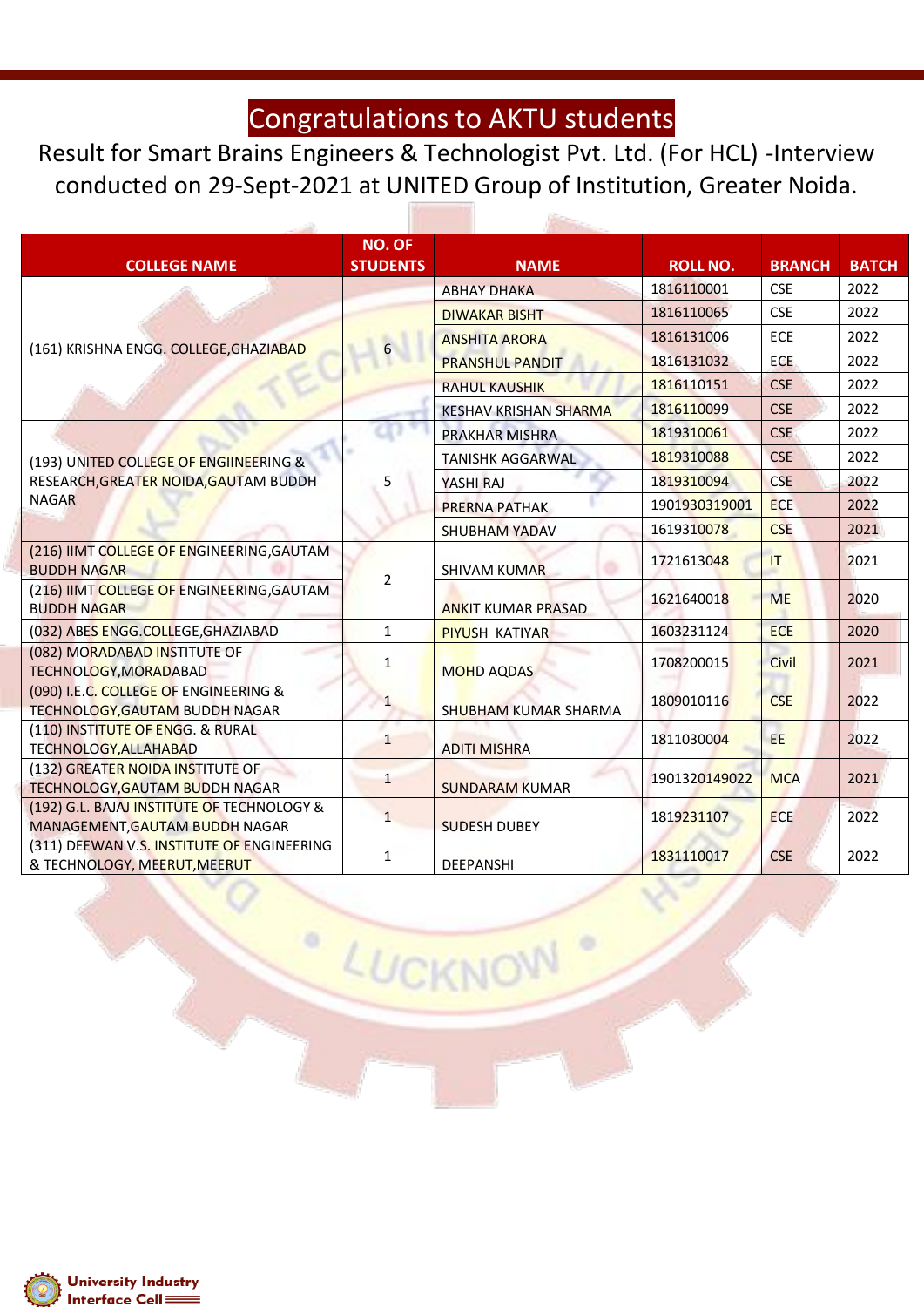# Congratulations to AKTU students

Result for Smart Brains Engineers & Technologist Pvt. Ltd. (For HCL) -Interview conducted on 29-Sept-2021 at UNITED Group of Institution, Greater Noida.

| COLLEGE NAME | NO. OF STUDENTS | NAME | ROLL NO. | BRANCH | BATCH |
|---|---|---|---|---|---|
| (161) KRISHNA ENGG. COLLEGE,GHAZIABAD | 6 | ABHAY DHAKA | 1816110001 | CSE | 2022 |
| | | DIWAKAR BISHT | 1816110065 | CSE | 2022 |
| | | ANSHITA ARORA | 1816131006 | ECE | 2022 |
| | | PRANSHUL PANDIT | 1816131032 | ECE | 2022 |
| | | RAHUL KAUSHIK | 1816110151 | CSE | 2022 |
| | | KESHAV KRISHAN SHARMA | 1816110099 | CSE | 2022 |
| (193) UNITED COLLEGE OF ENGIINEERING & RESEARCH,GREATER NOIDA,GAUTAM BUDDH NAGAR | 5 | PRAKHAR MISHRA | 1819310061 | CSE | 2022 |
| | | TANISHK AGGARWAL | 1819310088 | CSE | 2022 |
| | | YASHI RAJ | 1819310094 | CSE | 2022 |
| | | PRERNA PATHAK | 1901930319001 | ECE | 2022 |
| | | SHUBHAM YADAV | 1619310078 | CSE | 2021 |
| (216) IIMT COLLEGE OF ENGINEERING,GAUTAM BUDDH NAGAR | 2 | SHIVAM KUMAR | 1721613048 | IT | 2021 |
| (216) IIMT COLLEGE OF ENGINEERING,GAUTAM BUDDH NAGAR | | ANKIT KUMAR PRASAD | 1621640018 | ME | 2020 |
| (032) ABES ENGG.COLLEGE,GHAZIABAD | 1 | PIYUSH KATIYAR | 1603231124 | ECE | 2020 |
| (082) MORADABAD INSTITUTE OF TECHNOLOGY,MORADABAD | 1 | MOHD AQDAS | 1708200015 | Civil | 2021 |
| (090) I.E.C. COLLEGE OF ENGINEERING & TECHNOLOGY,GAUTAM BUDDH NAGAR | 1 | SHUBHAM KUMAR SHARMA | 1809010116 | CSE | 2022 |
| (110) INSTITUTE OF ENGG. & RURAL TECHNOLOGY,ALLAHABAD | 1 | ADITI MISHRA | 1811030004 | EE | 2022 |
| (132) GREATER NOIDA INSTITUTE OF TECHNOLOGY,GAUTAM BUDDH NAGAR | 1 | SUNDARAM KUMAR | 1901320149022 | MCA | 2021 |
| (192) G.L. BAJAJ INSTITUTE OF TECHNOLOGY & MANAGEMENT,GAUTAM BUDDH NAGAR | 1 | SUDESH DUBEY | 1819231107 | ECE | 2022 |
| (311) DEEWAN V.S. INSTITUTE OF ENGINEERING & TECHNOLOGY, MEERUT,MEERUT | 1 | DEEPANSHI | 1831110017 | CSE | 2022 |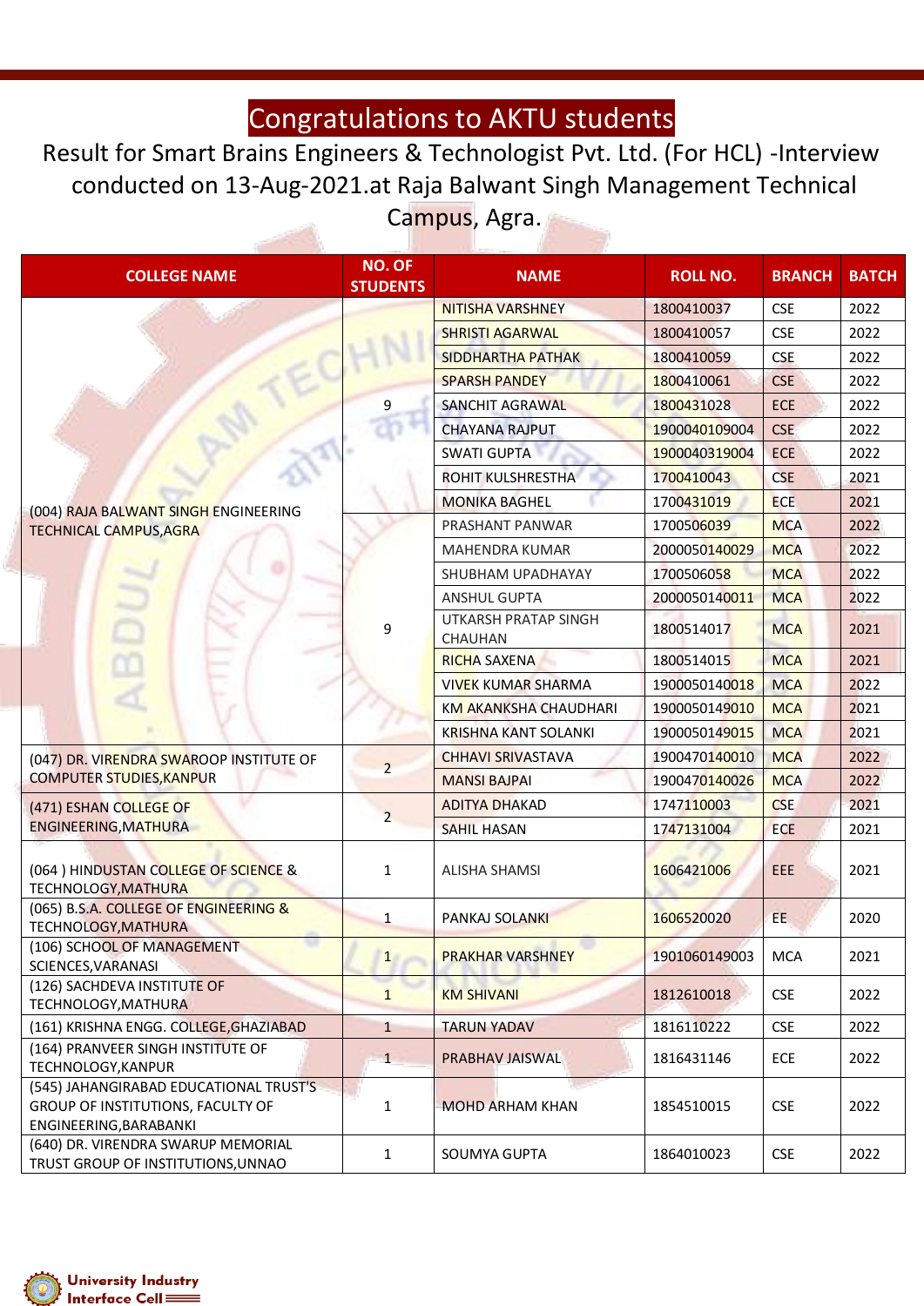# Congratulations to AKTU students

Result for Smart Brains Engineers & Technologist Pvt. Ltd. (For HCL) -Interview conducted on 13-Aug-2021.at Raja Balwant Singh Management Technical Campus, Agra.

| COLLEGE NAME | NO. OF STUDENTS | NAME | ROLL NO. | BRANCH | BATCH |
|---|---|---|---|---|---|
| (004) RAJA BALWANT SINGH ENGINEERING TECHNICAL CAMPUS,AGRA | 9 | NITISHA VARSHNEY | 1800410037 | CSE | 2022 |
| | | SHRISTI AGARWAL | 1800410057 | CSE | 2022 |
| | | SIDDHARTHA PATHAK | 1800410059 | CSE | 2022 |
| | | SPARSH PANDEY | 1800410061 | CSE | 2022 |
| | | SANCHIT AGRAWAL | 1800431028 | ECE | 2022 |
| | | CHAYANA RAJPUT | 1900040109004 | CSE | 2022 |
| | | SWATI GUPTA | 1900040319004 | ECE | 2022 |
| | | ROHIT KULSHRESTHA | 1700410043 | CSE | 2021 |
| | | MONIKA BAGHEL | 1700431019 | ECE | 2021 |
| | 9 | PRASHANT PANWAR | 1700506039 | MCA | 2022 |
| | | MAHENDRA KUMAR | 2000050140029 | MCA | 2022 |
| | | SHUBHAM UPADHAYAY | 1700506058 | MCA | 2022 |
| | | ANSHUL GUPTA | 2000050140011 | MCA | 2022 |
| | | UTKARSH PRATAP SINGH CHAUHAN | 1800514017 | MCA | 2021 |
| | | RICHA SAXENA | 1800514015 | MCA | 2021 |
| | | VIVEK KUMAR SHARMA | 1900050140018 | MCA | 2022 |
| | | KM AKANKSHA CHAUDHARI | 1900050149010 | MCA | 2021 |
| | | KRISHNA KANT SOLANKI | 1900050149015 | MCA | 2021 |
| (047) DR. VIRENDRA SWAROOP INSTITUTE OF COMPUTER STUDIES,KANPUR | 2 | CHHAVI SRIVASTAVA | 1900470140010 | MCA | 2022 |
| | | MANSI BAJPAI | 1900470140026 | MCA | 2022 |
| (471) ESHAN COLLEGE OF ENGINEERING,MATHURA | 2 | ADITYA DHAKAD | 1747110003 | CSE | 2021 |
| | | SAHIL HASAN | 1747131004 | ECE | 2021 |
| (064 ) HINDUSTAN COLLEGE OF SCIENCE & TECHNOLOGY,MATHURA | 1 | ALISHA SHAMSI | 1606421006 | EEE | 2021 |
| (065) B.S.A. COLLEGE OF ENGINEERING & TECHNOLOGY,MATHURA | 1 | PANKAJ SOLANKI | 1606520020 | EE | 2020 |
| (106) SCHOOL OF MANAGEMENT SCIENCES,VARANASI | 1 | PRAKHAR VARSHNEY | 1901060149003 | MCA | 2021 |
| (126) SACHDEVA INSTITUTE OF TECHNOLOGY,MATHURA | 1 | KM SHIVANI | 1812610018 | CSE | 2022 |
| (161) KRISHNA ENGG. COLLEGE,GHAZIABAD | 1 | TARUN YADAV | 1816110222 | CSE | 2022 |
| (164) PRANVEER SINGH INSTITUTE OF TECHNOLOGY,KANPUR | 1 | PRABHAV JAISWAL | 1816431146 | ECE | 2022 |
| (545) JAHANGIRABAD EDUCATIONAL TRUST'S GROUP OF INSTITUTIONS, FACULTY OF ENGINEERING,BARABANKI | 1 | MOHD ARHAM KHAN | 1854510015 | CSE | 2022 |
| (640) DR. VIRENDRA SWARUP MEMORIAL TRUST GROUP OF INSTITUTIONS,UNNAO | 1 | SOUMYA GUPTA | 1864010023 | CSE | 2022 |

University Industry Interface Cell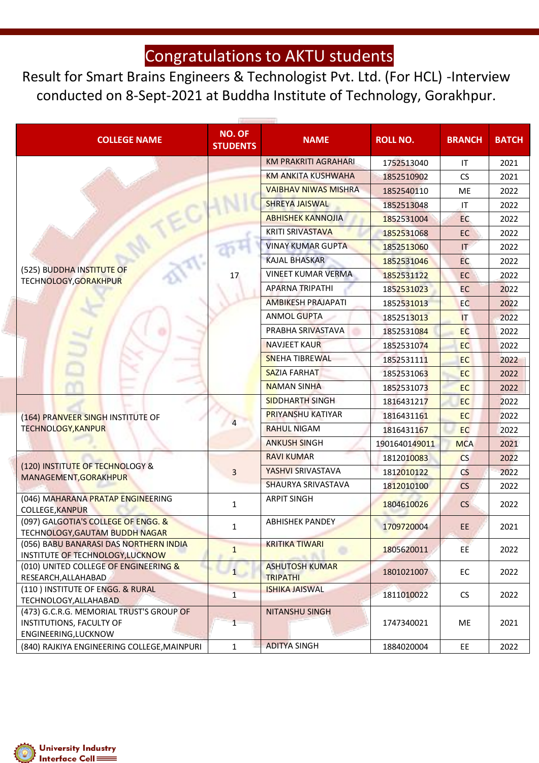# Congratulations to AKTU students

Result for Smart Brains Engineers & Technologist Pvt. Ltd. (For HCL) -Interview conducted on 8-Sept-2021 at Buddha Institute of Technology, Gorakhpur.

| COLLEGE NAME | NO. OF STUDENTS | NAME | ROLL NO. | BRANCH | BATCH |
|---|---|---|---|---|---|
| (525) BUDDHA INSTITUTE OF TECHNOLOGY,GORAKHPUR | 17 | KM PRAKRITI AGRAHARI | 1752513040 | IT | 2021 |
| | | KM ANKITA KUSHWAHA | 1852510902 | CS | 2021 |
| | | VAIBHAV NIWAS MISHRA | 1852540110 | ME | 2022 |
| | | SHREYA JAISWAL | 1852513048 | IT | 2022 |
| | | ABHISHEK KANNOJIA | 1852531004 | EC | 2022 |
| | | KRITI SRIVASTAVA | 1852531068 | EC | 2022 |
| | | VINAY KUMAR GUPTA | 1852513060 | IT | 2022 |
| | | KAJAL BHASKAR | 1852531046 | EC | 2022 |
| | | VINEET KUMAR VERMA | 1852531122 | EC | 2022 |
| | | APARNA TRIPATHI | 1852531023 | EC | 2022 |
| | | AMBIKESH PRAJAPATI | 1852531013 | EC | 2022 |
| | | ANMOL GUPTA | 1852513013 | IT | 2022 |
| | | PRABHA SRIVASTAVA | 1852531084 | EC | 2022 |
| | | NAVJEET KAUR | 1852531074 | EC | 2022 |
| | | SNEHA TIBREWAL | 1852531111 | EC | 2022 |
| | | SAZIA FARHAT | 1852531063 | EC | 2022 |
| | | NAMAN SINHA | 1852531073 | EC | 2022 |
| (164) PRANVEER SINGH INSTITUTE OF TECHNOLOGY,KANPUR | 4 | SIDDHARTH SINGH | 1816431217 | EC | 2022 |
| | | PRIYANSHU KATIYAR | 1816431161 | EC | 2022 |
| | | RAHUL NIGAM | 1816431167 | EC | 2022 |
| | | ANKUSH SINGH | 1901640149011 | MCA | 2021 |
| (120) INSTITUTE OF TECHNOLOGY & MANAGEMENT,GORAKHPUR | 3 | RAVI KUMAR | 1812010083 | CS | 2022 |
| | | YASHVI SRIVASTAVA | 1812010122 | CS | 2022 |
| | | SHAURYA SRIVASTAVA | 1812010100 | CS | 2022 |
| (046) MAHARANA PRATAP ENGINEERING COLLEGE,KANPUR | 1 | ARPIT SINGH | 1804610026 | CS | 2022 |
| (097) GALGOTIA'S COLLEGE OF ENGG. & TECHNOLOGY,GAUTAM BUDDH NAGAR | 1 | ABHISHEK PANDEY | 1709720004 | EE | 2021 |
| (056) BABU BANARASI DAS NORTHERN INDIA INSTITUTE OF TECHNOLOGY,LUCKNOW | 1 | KRITIKA TIWARI | 1805620011 | EE | 2022 |
| (010) UNITED COLLEGE OF ENGINEERING & RESEARCH,ALLAHABAD | 1 | ASHUTOSH KUMAR TRIPATHI | 1801021007 | EC | 2022 |
| (110 ) INSTITUTE OF ENGG. & RURAL TECHNOLOGY,ALLAHABAD | 1 | ISHIKA JAISWAL | 1811010022 | CS | 2022 |
| (473) G.C.R.G. MEMORIAL TRUST'S GROUP OF INSTITUTIONS, FACULTY OF ENGINEERING,LUCKNOW | 1 | NITANSHU SINGH | 1747340021 | ME | 2021 |
| (840) RAJKIYA ENGINEERING COLLEGE,MAINPURI | 1 | ADITYA SINGH | 1884020004 | EE | 2022 |

University Industry Interface Cell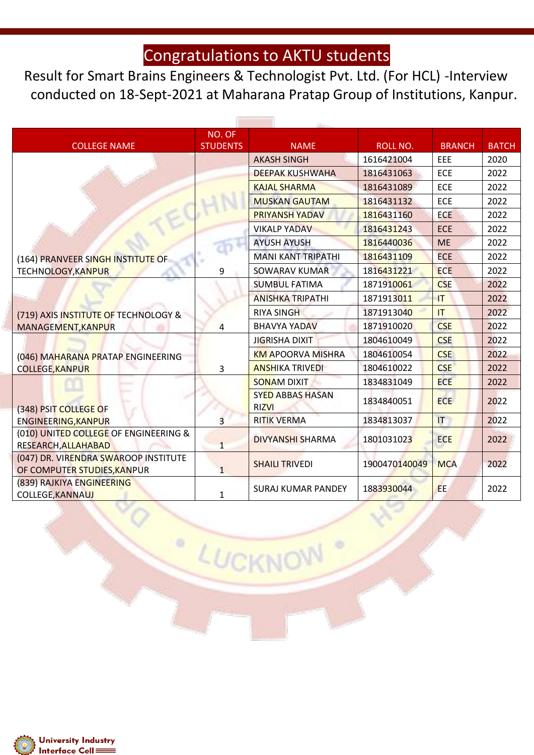# Congratulations to AKTU students

Result for Smart Brains Engineers & Technologist Pvt. Ltd. (For HCL) -Interview conducted on 18-Sept-2021 at Maharana Pratap Group of Institutions, Kanpur.

| COLLEGE NAME | NO. OF STUDENTS | NAME | ROLL NO. | BRANCH | BATCH |
|---|---|---|---|---|---|
| (164) PRANVEER SINGH INSTITUTE OF TECHNOLOGY,KANPUR | 9 | AKASH SINGH | 1616421004 | EEE | 2020 |
| | | DEEPAK KUSHWAHA | 1816431063 | ECE | 2022 |
| | | KAJAL SHARMA | 1816431089 | ECE | 2022 |
| | | MUSKAN GAUTAM | 1816431132 | ECE | 2022 |
| | | PRIYANSH YADAV | 1816431160 | ECE | 2022 |
| | | VIKALP YADAV | 1816431243 | ECE | 2022 |
| | | AYUSH AYUSH | 1816440036 | ME | 2022 |
| | | MANI KANT TRIPATHI | 1816431109 | ECE | 2022 |
| | | SOWARAV KUMAR | 1816431221 | ECE | 2022 |
| (719) AXIS INSTITUTE OF TECHNOLOGY & MANAGEMENT,KANPUR | 4 | SUMBUL FATIMA | 1871910061 | CSE | 2022 |
| | | ANISHKA TRIPATHI | 1871913011 | IT | 2022 |
| | | RIYA SINGH | 1871913040 | IT | 2022 |
| | | BHAVYA YADAV | 1871910020 | CSE | 2022 |
| (046) MAHARANA PRATAP ENGINEERING COLLEGE,KANPUR | 3 | JIGRISHA DIXIT | 1804610049 | CSE | 2022 |
| | | KM APOORVA MISHRA | 1804610054 | CSE | 2022 |
| | | ANSHIKA TRIVEDI | 1804610022 | CSE | 2022 |
| (348) PSIT COLLEGE OF ENGINEERING,KANPUR | 3 | SONAM DIXIT | 1834831049 | ECE | 2022 |
| | | SYED ABBAS HASAN RIZVI | 1834840051 | ECE | 2022 |
| | | RITIK VERMA | 1834813037 | IT | 2022 |
| (010) UNITED COLLEGE OF ENGINEERING & RESEARCH,ALLAHABAD | 1 | DIVYANSHI SHARMA | 1801031023 | ECE | 2022 |
| (047) DR. VIRENDRA SWAROOP INSTITUTE OF COMPUTER STUDIES,KANPUR | 1 | SHAILI TRIVEDI | 1900470140049 | MCA | 2022 |
| (839) RAJKIYA ENGINEERING COLLEGE,KANNAUJ | 1 | SURAJ KUMAR PANDEY | 1883930044 | EE | 2022 |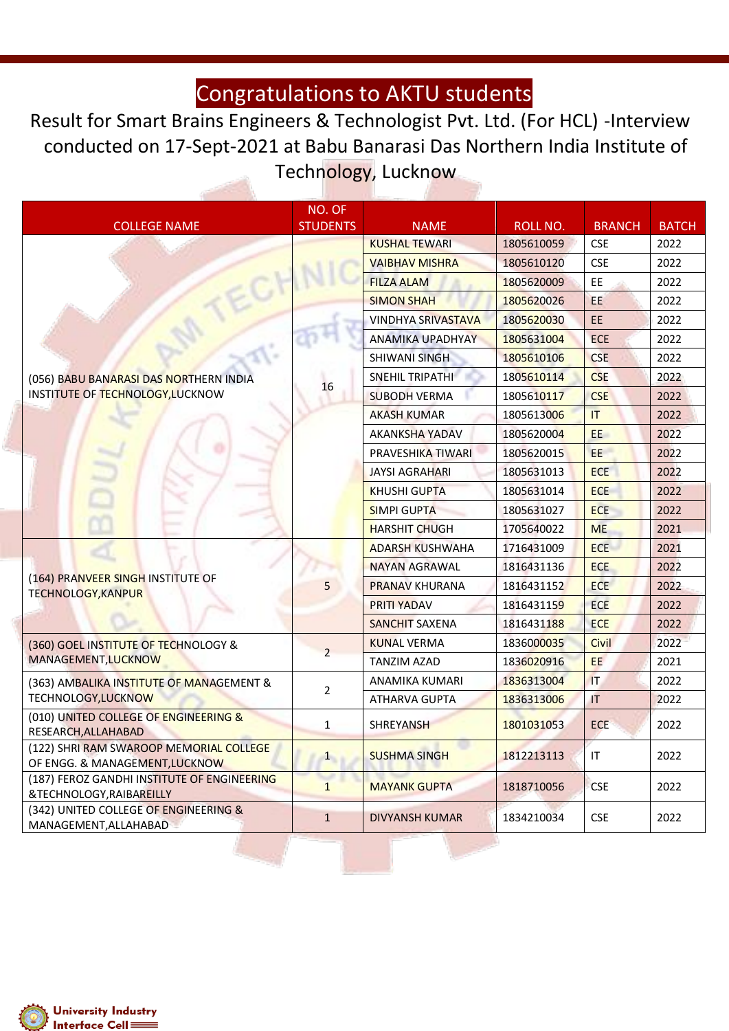# Congratulations to AKTU students

Result for Smart Brains Engineers & Technologist Pvt. Ltd. (For HCL) -Interview conducted on 17-Sept-2021 at Babu Banarasi Das Northern India Institute of Technology, Lucknow

| COLLEGE NAME | NO. OF STUDENTS | NAME | ROLL NO. | BRANCH | BATCH |
|---|---|---|---|---|---|
| (056) BABU BANARASI DAS NORTHERN INDIA INSTITUTE OF TECHNOLOGY,LUCKNOW | 16 | KUSHAL TEWARI | 1805610059 | CSE | 2022 |
| | | VAIBHAV MISHRA | 1805610120 | CSE | 2022 |
| | | FILZA ALAM | 1805620009 | EE | 2022 |
| | | SIMON SHAH | 1805620026 | EE | 2022 |
| | | VINDHYA SRIVASTAVA | 1805620030 | EE | 2022 |
| | | ANAMIKA UPADHYAY | 1805631004 | ECE | 2022 |
| | | SHIWANI SINGH | 1805610106 | CSE | 2022 |
| | | SNEHIL TRIPATHI | 1805610114 | CSE | 2022 |
| | | SUBODH VERMA | 1805610117 | CSE | 2022 |
| | | AKASH KUMAR | 1805613006 | IT | 2022 |
| | | AKANKSHA YADAV | 1805620004 | EE | 2022 |
| | | PRAVESHIKA TIWARI | 1805620015 | EE | 2022 |
| | | JAYSI AGRAHARI | 1805631013 | ECE | 2022 |
| | | KHUSHI GUPTA | 1805631014 | ECE | 2022 |
| | | SIMPI GUPTA | 1805631027 | ECE | 2022 |
| | | HARSHIT CHUGH | 1705640022 | ME | 2021 |
| (164) PRANVEER SINGH INSTITUTE OF TECHNOLOGY,KANPUR | 5 | ADARSH KUSHWAHA | 1716431009 | ECE | 2021 |
| | | NAYAN AGRAWAL | 1816431136 | ECE | 2022 |
| | | PRANAV KHURANA | 1816431152 | ECE | 2022 |
| | | PRITI YADAV | 1816431159 | ECE | 2022 |
| | | SANCHIT SAXENA | 1816431188 | ECE | 2022 |
| (360) GOEL INSTITUTE OF TECHNOLOGY & MANAGEMENT,LUCKNOW | 2 | KUNAL VERMA | 1836000035 | Civil | 2022 |
| | | TANZIM AZAD | 1836020916 | EE | 2021 |
| (363) AMBALIKA INSTITUTE OF MANAGEMENT & TECHNOLOGY,LUCKNOW | 2 | ANAMIKA KUMARI | 1836313004 | IT | 2022 |
| | | ATHARVA GUPTA | 1836313006 | IT | 2022 |
| (010) UNITED COLLEGE OF ENGINEERING & RESEARCH,ALLAHABAD | 1 | SHREYANSH | 1801031053 | ECE | 2022 |
| (122) SHRI RAM SWAROOP MEMORIAL COLLEGE OF ENGG. & MANAGEMENT,LUCKNOW | 1 | SUSHMA SINGH | 1812213113 | IT | 2022 |
| (187) FEROZ GANDHI INSTITUTE OF ENGINEERING &TECHNOLOGY,RAIBAREILLY | 1 | MAYANK GUPTA | 1818710056 | CSE | 2022 |
| (342) UNITED COLLEGE OF ENGINEERING & MANAGEMENT,ALLAHABAD | 1 | DIVYANSH KUMAR | 1834210034 | CSE | 2022 |

University Industry Interface Cell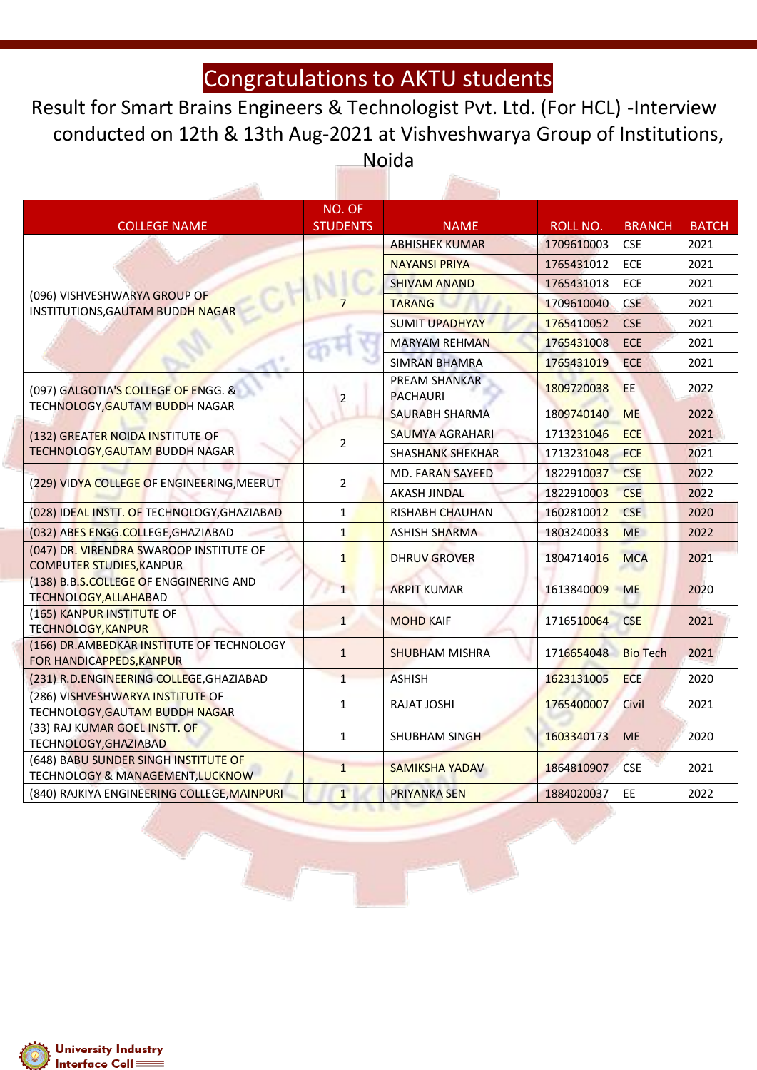# Congratulations to AKTU students

## Result for Smart Brains Engineers & Technologist Pvt. Ltd. (For HCL) -Interview conducted on 12th & 13th Aug-2021 at Vishveshwarya Group of Institutions, Noida

| COLLEGE NAME | NO. OF STUDENTS | NAME | ROLL NO. | BRANCH | BATCH |
|---|---|---|---|---|---|
| (096) VISHVESHWARYA GROUP OF INSTITUTIONS,GAUTAM BUDDH NAGAR | 7 | ABHISHEK KUMAR | 1709610003 | CSE | 2021 |
| | | NAYANSI PRIYA | 1765431012 | ECE | 2021 |
| | | SHIVAM ANAND | 1765431018 | ECE | 2021 |
| | | TARANG | 1709610040 | CSE | 2021 |
| | | SUMIT UPADHYAY | 1765410052 | CSE | 2021 |
| | | MARYAM REHMAN | 1765431008 | ECE | 2021 |
| | | SIMRAN BHAMRA | 1765431019 | ECE | 2021 |
| (097) GALGOTIA'S COLLEGE OF ENGG. & TECHNOLOGY,GAUTAM BUDDH NAGAR | 2 | PREAM SHANKAR PACHAURI | 1809720038 | EE | 2022 |
| | | SAURABH SHARMA | 1809740140 | ME | 2022 |
| (132) GREATER NOIDA INSTITUTE OF TECHNOLOGY,GAUTAM BUDDH NAGAR | 2 | SAUMYA AGRAHARI | 1713231046 | ECE | 2021 |
| | | SHASHANK SHEKHAR | 1713231048 | ECE | 2021 |
| (229) VIDYA COLLEGE OF ENGINEERING,MEERUT | 2 | MD. FARAN SAYEED | 1822910037 | CSE | 2022 |
| | | AKASH JINDAL | 1822910003 | CSE | 2022 |
| (028) IDEAL INSTT. OF TECHNOLOGY,GHAZIABAD | 1 | RISHABH CHAUHAN | 1602810012 | CSE | 2020 |
| (032) ABES ENGG.COLLEGE,GHAZIABAD | 1 | ASHISH SHARMA | 1803240033 | ME | 2022 |
| (047) DR. VIRENDRA SWAROOP INSTITUTE OF COMPUTER STUDIES,KANPUR | 1 | DHRUV GROVER | 1804714016 | MCA | 2021 |
| (138) B.B.S.COLLEGE OF ENGGINERING AND TECHNOLOGY,ALLAHABAD | 1 | ARPIT KUMAR | 1613840009 | ME | 2020 |
| (165) KANPUR INSTITUTE OF TECHNOLOGY,KANPUR | 1 | MOHD KAIF | 1716510064 | CSE | 2021 |
| (166) DR.AMBEDKAR INSTITUTE OF TECHNOLOGY FOR HANDICAPPEDS,KANPUR | 1 | SHUBHAM MISHRA | 1716654048 | Bio Tech | 2021 |
| (231) R.D.ENGINEERING COLLEGE,GHAZIABAD | 1 | ASHISH | 1623131005 | ECE | 2020 |
| (286) VISHVESHWARYA INSTITUTE OF TECHNOLOGY,GAUTAM BUDDH NAGAR | 1 | RAJAT JOSHI | 1765400007 | Civil | 2021 |
| (33) RAJ KUMAR GOEL INSTT. OF TECHNOLOGY,GHAZIABAD | 1 | SHUBHAM SINGH | 1603340173 | ME | 2020 |
| (648) BABU SUNDER SINGH INSTITUTE OF TECHNOLOGY & MANAGEMENT,LUCKNOW | 1 | SAMIKSHA YADAV | 1864810907 | CSE | 2021 |
| (840) RAJKIYA ENGINEERING COLLEGE,MAINPURI | 1 | PRIYANKA SEN | 1884020037 | EE | 2022 |

University Industry Interface Cell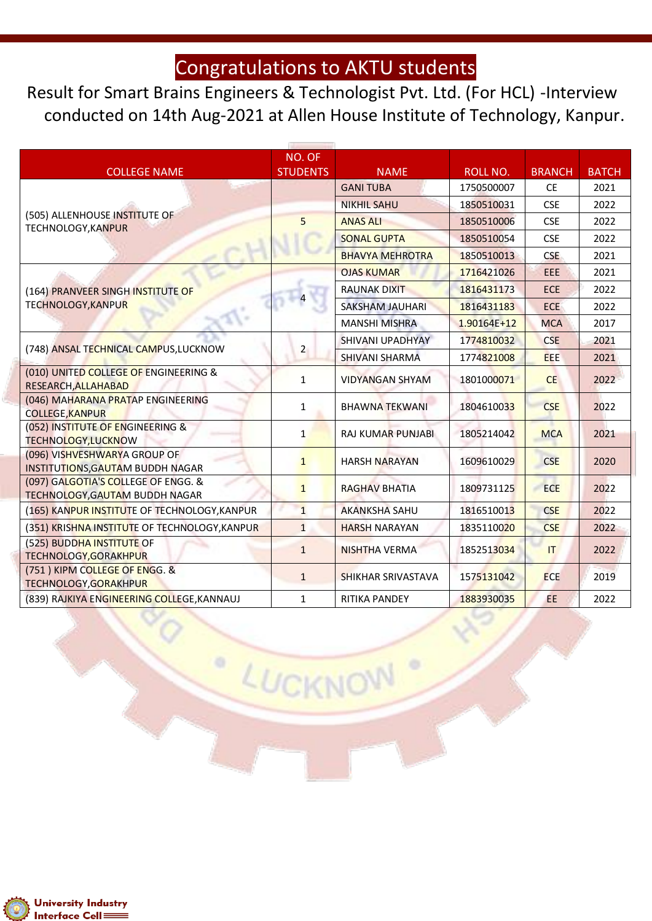# Congratulations to AKTU students

Result for Smart Brains Engineers & Technologist Pvt. Ltd. (For HCL) -Interview conducted on 14th Aug-2021 at Allen House Institute of Technology, Kanpur.

| COLLEGE NAME | NO. OF STUDENTS | NAME | ROLL NO. | BRANCH | BATCH |
|---|---|---|---|---|---|
| (505) ALLENHOUSE INSTITUTE OF TECHNOLOGY,KANPUR | 5 | GANI TUBA | 1750500007 | CE | 2021 |
| | | NIKHIL SAHU | 1850510031 | CSE | 2022 |
| | | ANAS ALI | 1850510006 | CSE | 2022 |
| | | SONAL GUPTA | 1850510054 | CSE | 2022 |
| | | BHAVYA MEHROTRA | 1850510013 | CSE | 2021 |
| (164) PRANVEER SINGH INSTITUTE OF TECHNOLOGY,KANPUR | 4 | OJAS KUMAR | 1716421026 | EEE | 2021 |
| | | RAUNAK DIXIT | 1816431173 | ECE | 2022 |
| | | SAKSHAM JAUHARI | 1816431183 | ECE | 2022 |
| | | MANSHI MISHRA | 1.90164E+12 | MCA | 2017 |
| (748) ANSAL TECHNICAL CAMPUS,LUCKNOW | 2 | SHIVANI UPADHYAY | 1774810032 | CSE | 2021 |
| | | SHIVANI SHARMA | 1774821008 | EEE | 2021 |
| (010) UNITED COLLEGE OF ENGINEERING & RESEARCH,ALLAHABAD | 1 | VIDYANGAN SHYAM | 1801000071 | CE | 2022 |
| (046) MAHARANA PRATAP ENGINEERING COLLEGE,KANPUR | 1 | BHAWNA TEKWANI | 1804610033 | CSE | 2022 |
| (052) INSTITUTE OF ENGINEERING & TECHNOLOGY,LUCKNOW | 1 | RAJ KUMAR PUNJABI | 1805214042 | MCA | 2021 |
| (096) VISHVESHWARYA GROUP OF INSTITUTIONS,GAUTAM BUDDH NAGAR | 1 | HARSH NARAYAN | 1609610029 | CSE | 2020 |
| (097) GALGOTIA'S COLLEGE OF ENGG. & TECHNOLOGY,GAUTAM BUDDH NAGAR | 1 | RAGHAV BHATIA | 1809731125 | ECE | 2022 |
| (165) KANPUR INSTITUTE OF TECHNOLOGY,KANPUR | 1 | AKANKSHA SAHU | 1816510013 | CSE | 2022 |
| (351) KRISHNA INSTITUTE OF TECHNOLOGY,KANPUR | 1 | HARSH NARAYAN | 1835110020 | CSE | 2022 |
| (525) BUDDHA INSTITUTE OF TECHNOLOGY,GORAKHPUR | 1 | NISHTHA VERMA | 1852513034 | IT | 2022 |
| (751 ) KIPM COLLEGE OF ENGG. & TECHNOLOGY,GORAKHPUR | 1 | SHIKHAR SRIVASTAVA | 1575131042 | ECE | 2019 |
| (839) RAJKIYA ENGINEERING COLLEGE,KANNAUJ | 1 | RITIKA PANDEY | 1883930035 | EE | 2022 |

University Industry Interface Cell